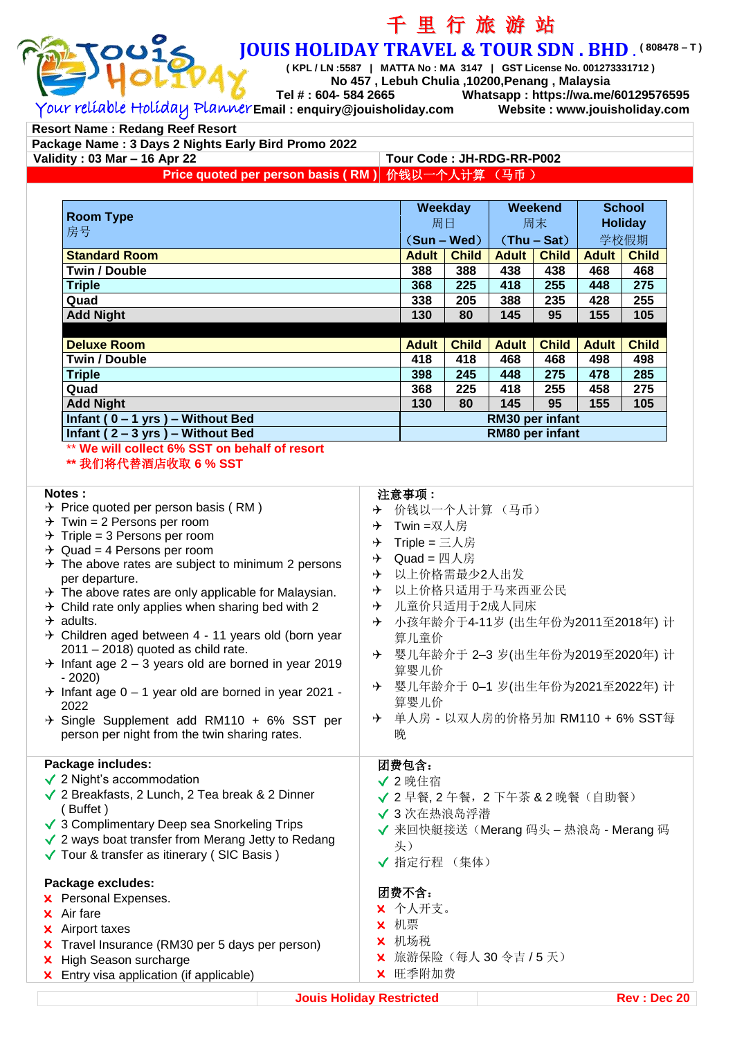# 千 里 行 旅 游 站

## JOUIS HOLIDAY TRAVEL & TOUR SDN . BHD . ( 808478 – T )

( KPL / LN :5587 | MATTA No : MA 3147 | GST License No. 001273331712 )
No 457 , Lebuh Chulia ,10200,Penang , Malaysia
Tel # : 604- 584 2665 Whatsapp : https://wa.me/60129576595
Email : enquiry@jouisholiday.com Website : www.jouisholiday.com

Your reliable Holiday Planner

**Resort Name : Redang Reef Resort**
**Package Name : 3 Days 2 Nights Early Bird Promo 2022**
**Validity : 03 Mar – 16 Apr 22** | **Tour Code : JH-RDG-RR-P002**

**Price quoted per person basis ( RM ) 价钱以一个人计算 （马币 ）**

| Room Type 房号 | Weekday 周日 (Sun – Wed) | | Weekend 周末 (Thu – Sat) | | School Holiday 学校假期 | |
|---|---|---|---|---|---|---|
| **Standard Room** | **Adult** | **Child** | **Adult** | **Child** | **Adult** | **Child** |
| Twin / Double | 388 | 388 | 438 | 438 | 468 | 468 |
| Triple | 368 | 225 | 418 | 255 | 448 | 275 |
| Quad | 338 | 205 | 388 | 235 | 428 | 255 |
| Add Night | 130 | 80 | 145 | 95 | 155 | 105 |
| **Deluxe Room** | **Adult** | **Child** | **Adult** | **Child** | **Adult** | **Child** |
| Twin / Double | 418 | 418 | 468 | 468 | 498 | 498 |
| Triple | 398 | 245 | 448 | 275 | 478 | 285 |
| Quad | 368 | 225 | 418 | 255 | 458 | 275 |
| Add Night | 130 | 80 | 145 | 95 | 155 | 105 |
| Infant ( 0 – 1 yrs ) – Without Bed | RM30 per infant | | | | | |
| Infant ( 2 – 3 yrs ) – Without Bed | RM80 per infant | | | | | |

** We will collect 6% SST on behalf of resort
** 我们将代替酒店收取 6 % SST

**Notes :**
- Price quoted per person basis ( RM )
- Twin = 2 Persons per room
- Triple = 3 Persons per room
- Quad = 4 Persons per room
- The above rates are subject to minimum 2 persons per departure.
- The above rates are only applicable for Malaysian.
- Child rate only applies when sharing bed with 2
- adults.
- Children aged between 4 - 11 years old (born year 2011 – 2018) quoted as child rate.
- Infant age 2 – 3 years old are borned in year 2019 - 2020)
- Infant age 0 – 1 year old are borned in year 2021 - 2022
- Single Supplement add RM110 + 6% SST per person per night from the twin sharing rates.

**注意事项 :**
- 价钱以一个人计算 （马币）
- Twin =双人房
- Triple = 三人房
- Quad = 四人房
- 以上价格需最少2人出发
- 以上价格只适用于马来西亚公民
- 儿童价只适用于2成人同床
- 小孩年龄介于4-11岁 (出生年份为2011至2018年) 计算儿童价
- 婴儿年龄介于 2–3 岁(出生年份为2019至2020年) 计算婴儿价
- 婴儿年龄介于 0–1 岁(出生年份为2021至2022年) 计算婴儿价
- 单人房 - 以双人房的价格另加 RM110 + 6% SST每晚

**Package includes:**
- ✓ 2 Night's accommodation
- ✓ 2 Breakfasts, 2 Lunch, 2 Tea break & 2 Dinner ( Buffet )
- ✓ 3 Complimentary Deep sea Snorkeling Trips
- ✓ 2 ways boat transfer from Merang Jetty to Redang
- ✓ Tour & transfer as itinerary ( SIC Basis )

**团费包含:**
- ✓ 2 晚住宿
- ✓ 2 早餐, 2 午餐，2 下午茶 & 2 晚餐（自助餐）
- ✓ 3 次在热浪岛浮潜
- ✓ 来回快艇接送（Merang 码头 – 热浪岛 - Merang 码头）
- ✓ 指定行程 （集体）

**Package excludes:**
- ✗ Personal Expenses.
- ✗ Air fare
- ✗ Airport taxes
- ✗ Travel Insurance (RM30 per 5 days per person)
- ✗ High Season surcharge
- ✗ Entry visa application (if applicable)

**团费不含:**
- ✗ 个人开支。
- ✗ 机票
- ✗ 机场税
- ✗ 旅游保险（每人 30 令吉 / 5 天）
- ✗ 旺季附加费

Jouis Holiday Restricted Rev : Dec 20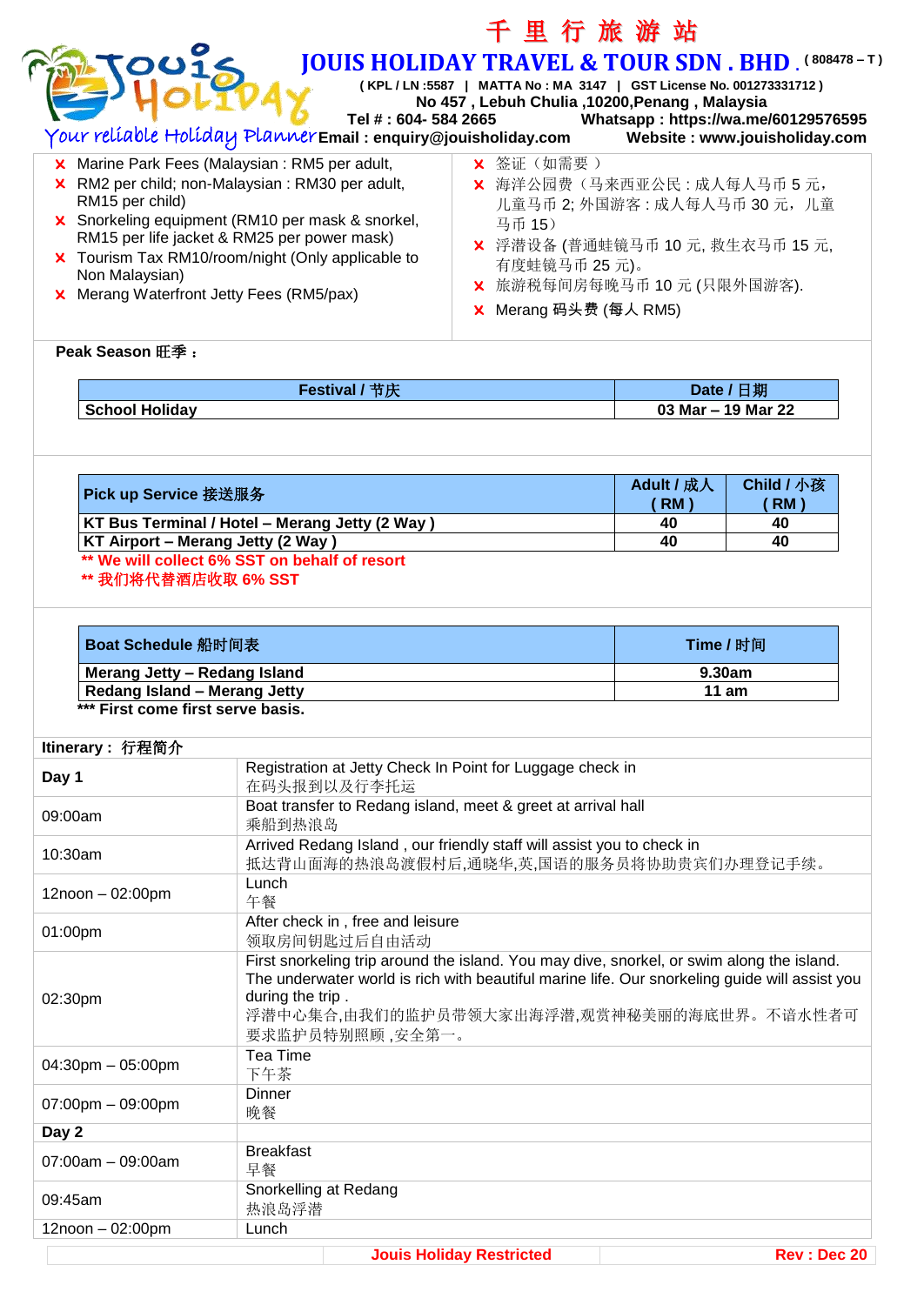- ✘ Marine Park Fees (Malaysian : RM5 per adult,
- ✘ RM2 per child; non-Malaysian : RM30 per adult, RM15 per child)
- ✘ Snorkeling equipment (RM10 per mask & snorkel, RM15 per life jacket & RM25 per power mask)
- ✘ Tourism Tax RM10/room/night (Only applicable to Non Malaysian)
- ✘ Merang Waterfront Jetty Fees (RM5/pax)

- ✘ 签证（如需要 ）
- ✘ 海洋公园费（马来西亚公民 : 成人每人马币 5 元，儿童马币 2; 外国游客 : 成人每人马币 30 元，儿童马币 15）
- ✘ 浮潜设备 (普通蛙镜马币 10 元, 救生衣马币 15 元, 有度蛙镜马币 25 元)。
- ✘ 旅游税每间房每晚马币 10 元 (只限外国游客).
- ✘ Merang 码头费 (每人 RM5)

**Peak Season 旺季 :**

| Festival / 节庆 | Date / 日期 |
|---|---|
| School Holiday | 03 Mar – 19 Mar 22 |

| Pick up Service 接送服务 | Adult / 成人 ( RM ) | Child / 小孩 ( RM ) |
|---|---|---|
| KT Bus Terminal / Hotel – Merang Jetty (2 Way ) | 40 | 40 |
| KT Airport – Merang Jetty (2 Way ) | 40 | 40 |

** We will collect 6% SST on behalf of resort
** 我们将代替酒店收取 6% SST

| Boat Schedule 船时间表 | Time / 时间 |
|---|---|
| Merang Jetty – Redang Island | 9.30am |
| Redang Island – Merang Jetty | 11 am |

*** First come first serve basis.

**Itinerary : 行程简介**

| | |
|---|---|
| **Day 1** | Registration at Jetty Check In Point for Luggage check in<br>在码头报到以及行李托运 |
| 09:00am | Boat transfer to Redang island, meet & greet at arrival hall<br>乘船到热浪岛 |
| 10:30am | Arrived Redang Island , our friendly staff will assist you to check in<br>抵达背山面海的热浪岛渡假村后,通晓华,英,国语的服务员将协助贵宾们办理登记手续。 |
| 12noon – 02:00pm | Lunch<br>午餐 |
| 01:00pm | After check in , free and leisure<br>领取房间钥匙过后自由活动 |
| 02:30pm | First snorkeling trip around the island. You may dive, snorkel, or swim along the island. The underwater world is rich with beautiful marine life. Our snorkeling guide will assist you during the trip .<br>浮潜中心集合,由我们的监护员带领大家出海浮潜,观赏神秘美丽的海底世界。不谙水性者可要求监护员特别照顾 ,安全第一。 |
| 04:30pm – 05:00pm | Tea Time<br>下午茶 |
| 07:00pm – 09:00pm | Dinner<br>晚餐 |
| **Day 2** | |
| 07:00am – 09:00am | Breakfast<br>早餐 |
| 09:45am | Snorkelling at Redang<br>热浪岛浮潜 |
| 12noon – 02:00pm | Lunch |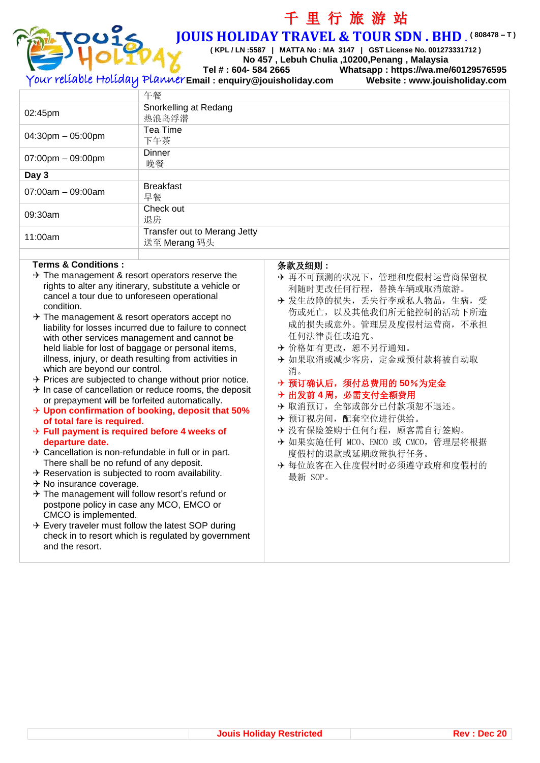| | |
|---|---|
| | 午餐 |
| 02:45pm | Snorkelling at Redang<br>热浪岛浮潜 |
| 04:30pm – 05:00pm | Tea Time<br>下午茶 |
| 07:00pm – 09:00pm | Dinner<br>晚餐 |
| **Day 3** | |
| 07:00am – 09:00am | Breakfast<br>早餐 |
| 09:30am | Check out<br>退房 |
| 11:00am | Transfer out to Merang Jetty<br>送至 Merang 码头 |
| | |

**Terms & Conditions :**

- The management & resort operators reserve the rights to alter any itinerary, substitute a vehicle or cancel a tour due to unforeseen operational condition.
- The management & resort operators accept no liability for losses incurred due to failure to connect with other services management and cannot be held liable for lost of baggage or personal items, illness, injury, or death resulting from activities in which are beyond our control.
- Prices are subjected to change without prior notice.
- In case of cancellation or reduce rooms, the deposit or prepayment will be forfeited automatically.
- **Upon confirmation of booking, deposit that 50% of total fare is required.**
- **Full payment is required before 4 weeks of departure date.**
- Cancellation is non-refundable in full or in part. There shall be no refund of any deposit.
- Reservation is subjected to room availability.
- No insurance coverage.
- The management will follow resort's refund or postpone policy in case any MCO, EMCO or CMCO is implemented.
- Every traveler must follow the latest SOP during check in to resort which is regulated by government and the resort.

**条款及细则 :**

- 再不可预测的状况下，管理和度假村运营商保留权利随时更改任何行程，替换车辆或取消旅游。
- 发生故障的损失，丢失行李或私人物品，生病，受伤或死亡，以及其他我们所无能控制的活动下所造成的损失或意外。管理层及度假村运营商，不承担任何法律责任或追究。
- 价格如有更改，恕不另行通知。
- 如果取消或减少客房，定金或预付款将被自动取消。
- **预订确认后，须付总费用的 50%为定金**
- **出发前 4 周，必需支付全额费用**
- 取消预订，全部或部分已付款项恕不退还。
- 预订视房间，配套空位进行供给。
- 没有保险签购于任何行程，顾客需自行签购。
- 如果实施任何 MCO、EMCO 或 CMCO，管理层将根据度假村的退款或延期政策执行任务。
- 每位旅客在入住度假村时必须遵守政府和度假村的最新 SOP。